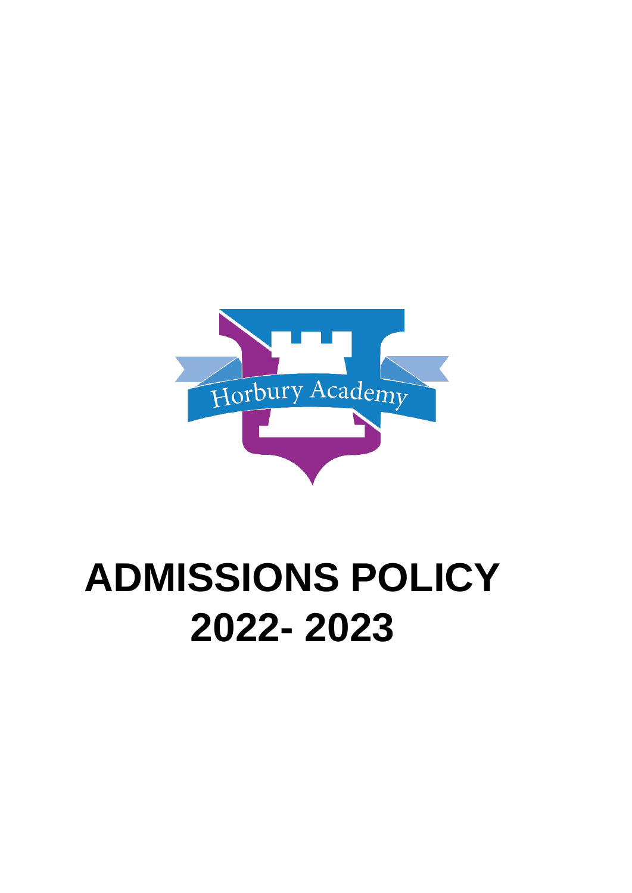# ADMISSIONS POLICY 2022- 2023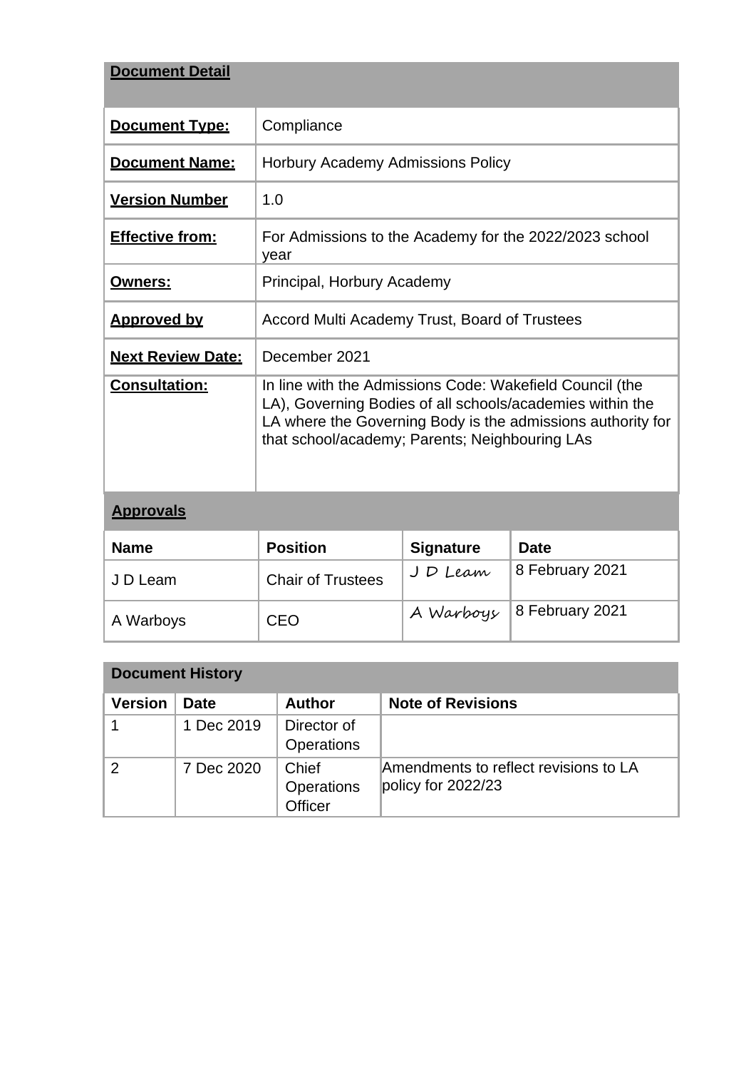| **Document Detail** | |
|---|---|
| **Document Type:** | Compliance |
| **Document Name:** | Horbury Academy Admissions Policy |
| **Version Number** | 1.0 |
| **Effective from:** | For Admissions to the Academy for the 2022/2023 school year |
| **Owners:** | Principal, Horbury Academy |
| **Approved by** | Accord Multi Academy Trust, Board of Trustees |
| **Next Review Date:** | December 2021 |
| **Consultation:** | In line with the Admissions Code: Wakefield Council (the LA), Governing Bodies of all schools/academies within the LA where the Governing Body is the admissions authority for that school/academy; Parents; Neighbouring LAs |

| **Approvals** | | | |
|---|---|---|---|
| **Name** | **Position** | **Signature** | **Date** |
| J D Leam | Chair of Trustees | J D Leam | 8 February 2021 |
| A Warboys | CEO | A Warboys | 8 February 2021 |

| **Document History** | | | |
|---|---|---|---|
| **Version** | **Date** | **Author** | **Note of Revisions** |
| 1 | 1 Dec 2019 | Director of Operations | |
| 2 | 7 Dec 2020 | Chief Operations Officer | Amendments to reflect revisions to LA policy for 2022/23 |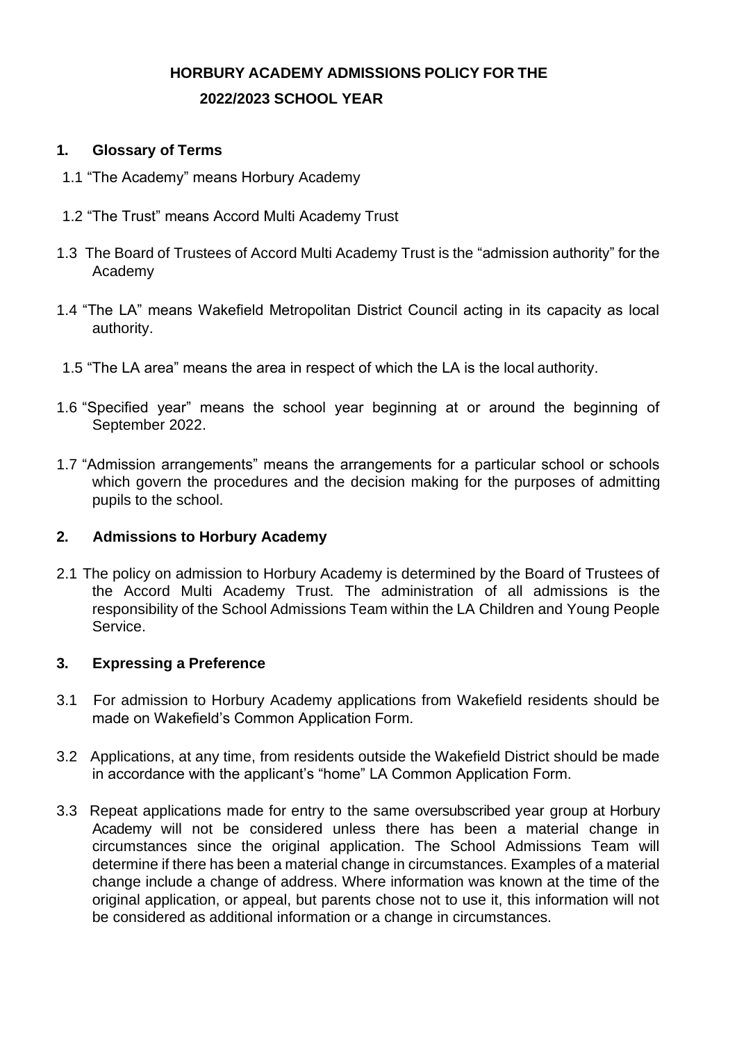# HORBURY ACADEMY ADMISSIONS POLICY FOR THE 2022/2023 SCHOOL YEAR

## 1. Glossary of Terms

1.1 "The Academy" means Horbury Academy

1.2 "The Trust" means Accord Multi Academy Trust

1.3 The Board of Trustees of Accord Multi Academy Trust is the "admission authority" for the Academy

1.4 "The LA" means Wakefield Metropolitan District Council acting in its capacity as local authority.

1.5 "The LA area" means the area in respect of which the LA is the local authority.

1.6 "Specified year" means the school year beginning at or around the beginning of September 2022.

1.7 "Admission arrangements" means the arrangements for a particular school or schools which govern the procedures and the decision making for the purposes of admitting pupils to the school.

## 2. Admissions to Horbury Academy

2.1 The policy on admission to Horbury Academy is determined by the Board of Trustees of the Accord Multi Academy Trust. The administration of all admissions is the responsibility of the School Admissions Team within the LA Children and Young People Service.

## 3. Expressing a Preference

3.1 For admission to Horbury Academy applications from Wakefield residents should be made on Wakefield's Common Application Form.

3.2 Applications, at any time, from residents outside the Wakefield District should be made in accordance with the applicant's "home" LA Common Application Form.

3.3 Repeat applications made for entry to the same oversubscribed year group at Horbury Academy will not be considered unless there has been a material change in circumstances since the original application. The School Admissions Team will determine if there has been a material change in circumstances. Examples of a material change include a change of address. Where information was known at the time of the original application, or appeal, but parents chose not to use it, this information will not be considered as additional information or a change in circumstances.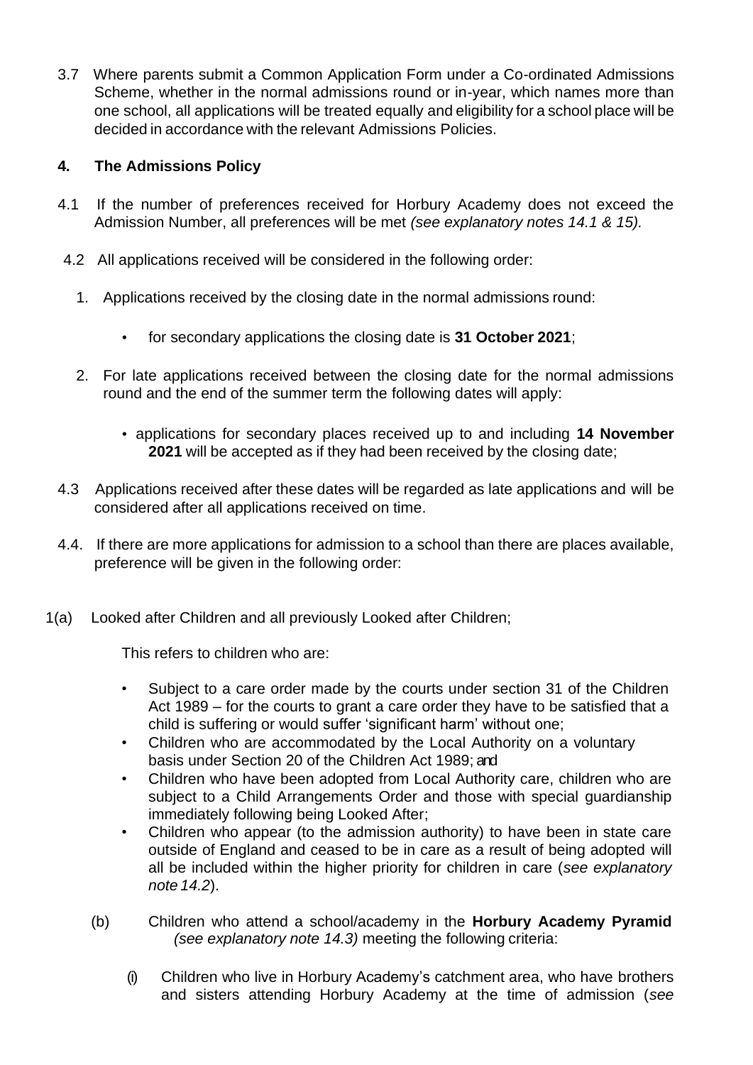3.7 Where parents submit a Common Application Form under a Co-ordinated Admissions Scheme, whether in the normal admissions round or in-year, which names more than one school, all applications will be treated equally and eligibility for a school place will be decided in accordance with the relevant Admissions Policies.

## 4. The Admissions Policy

4.1 If the number of preferences received for Horbury Academy does not exceed the Admission Number, all preferences will be met *(see explanatory notes 14.1 & 15).*

4.2 All applications received will be considered in the following order:

1. Applications received by the closing date in the normal admissions round:
   - for secondary applications the closing date is **31 October 2021**;
2. For late applications received between the closing date for the normal admissions round and the end of the summer term the following dates will apply:
   - applications for secondary places received up to and including **14 November 2021** will be accepted as if they had been received by the closing date;

4.3 Applications received after these dates will be regarded as late applications and will be considered after all applications received on time.

4.4. If there are more applications for admission to a school than there are places available, preference will be given in the following order:

1(a) Looked after Children and all previously Looked after Children;

This refers to children who are:

- Subject to a care order made by the courts under section 31 of the Children Act 1989 – for the courts to grant a care order they have to be satisfied that a child is suffering or would suffer 'significant harm' without one;
- Children who are accommodated by the Local Authority on a voluntary basis under Section 20 of the Children Act 1989; and
- Children who have been adopted from Local Authority care, children who are subject to a Child Arrangements Order and those with special guardianship immediately following being Looked After;
- Children who appear (to the admission authority) to have been in state care outside of England and ceased to be in care as a result of being adopted will all be included within the higher priority for children in care (*see explanatory note 14.2*).

(b) Children who attend a school/academy in the **Horbury Academy Pyramid** *(see explanatory note 14.3)* meeting the following criteria:

(i) Children who live in Horbury Academy's catchment area, who have brothers and sisters attending Horbury Academy at the time of admission (*see*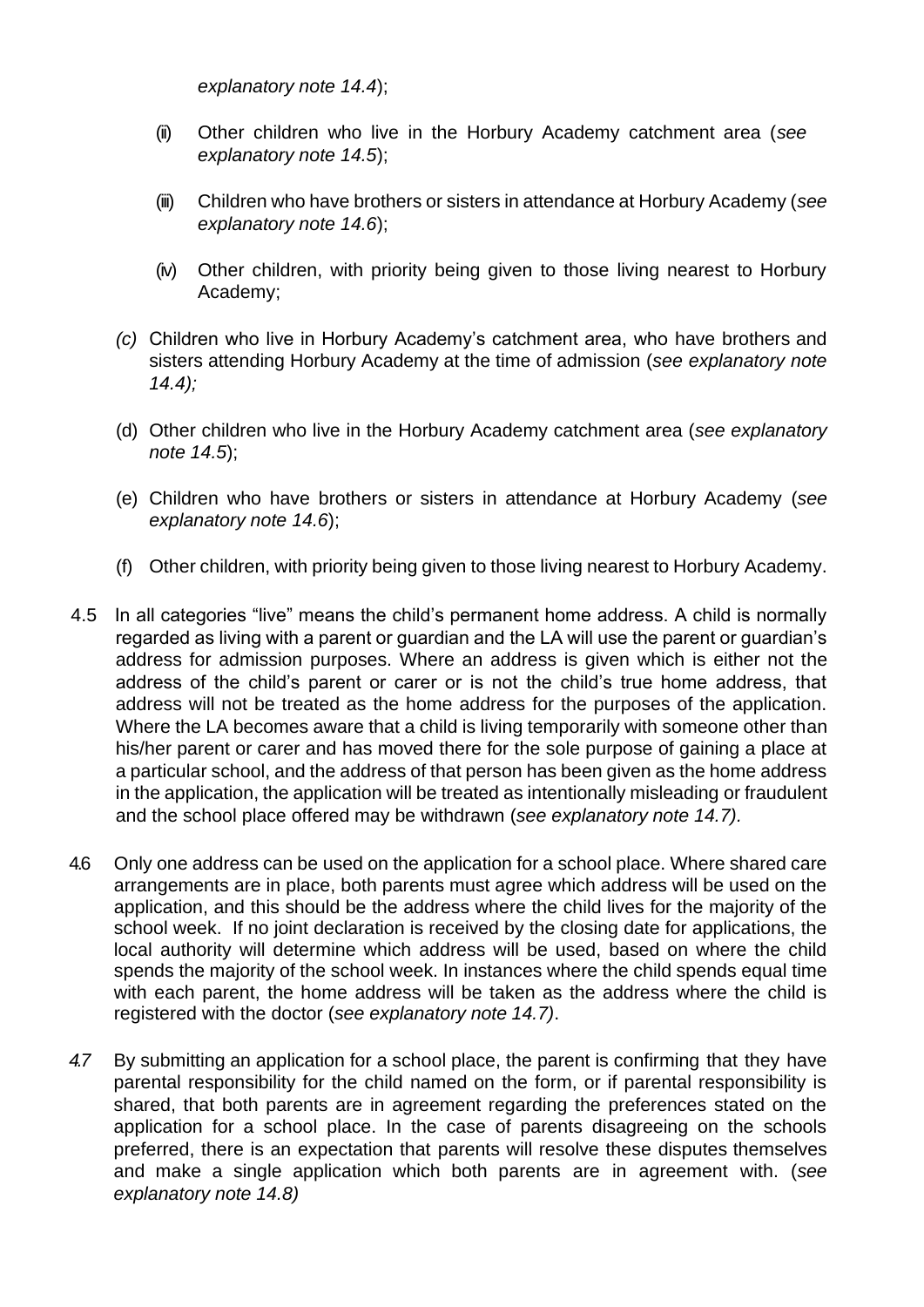*explanatory note 14.4*);

(ii) Other children who live in the Horbury Academy catchment area (*see explanatory note 14.5*);

(iii) Children who have brothers or sisters in attendance at Horbury Academy (*see explanatory note 14.6*);

(iv) Other children, with priority being given to those living nearest to Horbury Academy;

*(c)* Children who live in Horbury Academy's catchment area, who have brothers and sisters attending Horbury Academy at the time of admission (*see explanatory note 14.4);*

(d) Other children who live in the Horbury Academy catchment area (*see explanatory note 14.5*);

(e) Children who have brothers or sisters in attendance at Horbury Academy (*see explanatory note 14.6*);

(f) Other children, with priority being given to those living nearest to Horbury Academy.

4.5 In all categories "live" means the child's permanent home address. A child is normally regarded as living with a parent or guardian and the LA will use the parent or guardian's address for admission purposes. Where an address is given which is either not the address of the child's parent or carer or is not the child's true home address, that address will not be treated as the home address for the purposes of the application. Where the LA becomes aware that a child is living temporarily with someone other than his/her parent or carer and has moved there for the sole purpose of gaining a place at a particular school, and the address of that person has been given as the home address in the application, the application will be treated as intentionally misleading or fraudulent and the school place offered may be withdrawn (*see explanatory note 14.7).*

4.6 Only one address can be used on the application for a school place. Where shared care arrangements are in place, both parents must agree which address will be used on the application, and this should be the address where the child lives for the majority of the school week. If no joint declaration is received by the closing date for applications, the local authority will determine which address will be used, based on where the child spends the majority of the school week. In instances where the child spends equal time with each parent, the home address will be taken as the address where the child is registered with the doctor (*see explanatory note 14.7)*.

*4.7* By submitting an application for a school place, the parent is confirming that they have parental responsibility for the child named on the form, or if parental responsibility is shared, that both parents are in agreement regarding the preferences stated on the application for a school place. In the case of parents disagreeing on the schools preferred, there is an expectation that parents will resolve these disputes themselves and make a single application which both parents are in agreement with. (*see explanatory note 14.8)*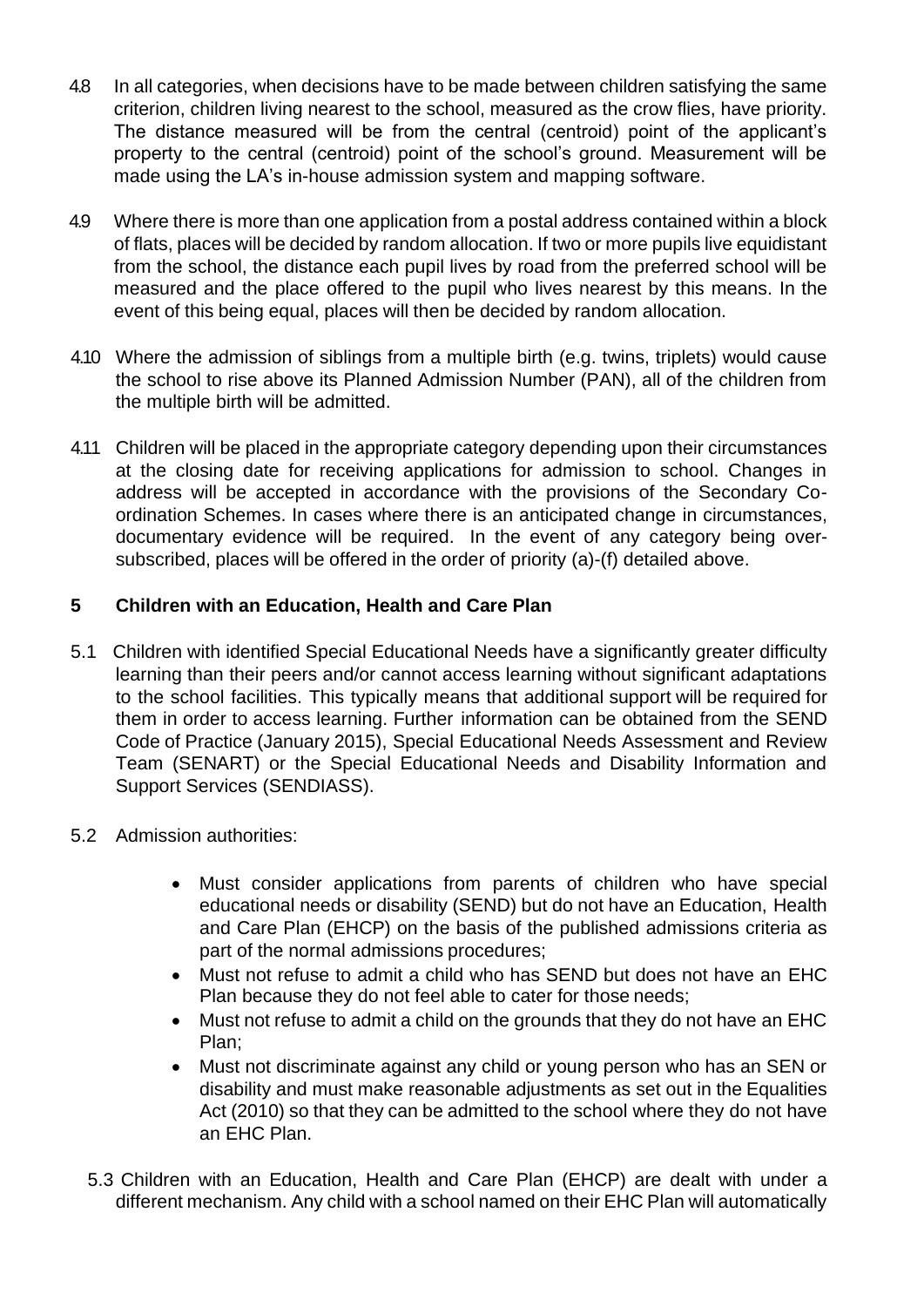4.8 In all categories, when decisions have to be made between children satisfying the same criterion, children living nearest to the school, measured as the crow flies, have priority. The distance measured will be from the central (centroid) point of the applicant's property to the central (centroid) point of the school's ground. Measurement will be made using the LA's in-house admission system and mapping software.

4.9 Where there is more than one application from a postal address contained within a block of flats, places will be decided by random allocation. If two or more pupils live equidistant from the school, the distance each pupil lives by road from the preferred school will be measured and the place offered to the pupil who lives nearest by this means. In the event of this being equal, places will then be decided by random allocation.

4.10 Where the admission of siblings from a multiple birth (e.g. twins, triplets) would cause the school to rise above its Planned Admission Number (PAN), all of the children from the multiple birth will be admitted.

4.11 Children will be placed in the appropriate category depending upon their circumstances at the closing date for receiving applications for admission to school. Changes in address will be accepted in accordance with the provisions of the Secondary Co-ordination Schemes. In cases where there is an anticipated change in circumstances, documentary evidence will be required. In the event of any category being over-subscribed, places will be offered in the order of priority (a)-(f) detailed above.

## 5 Children with an Education, Health and Care Plan

5.1 Children with identified Special Educational Needs have a significantly greater difficulty learning than their peers and/or cannot access learning without significant adaptations to the school facilities. This typically means that additional support will be required for them in order to access learning. Further information can be obtained from the SEND Code of Practice (January 2015), Special Educational Needs Assessment and Review Team (SENART) or the Special Educational Needs and Disability Information and Support Services (SENDIASS).

5.2 Admission authorities:

- Must consider applications from parents of children who have special educational needs or disability (SEND) but do not have an Education, Health and Care Plan (EHCP) on the basis of the published admissions criteria as part of the normal admissions procedures;
- Must not refuse to admit a child who has SEND but does not have an EHC Plan because they do not feel able to cater for those needs;
- Must not refuse to admit a child on the grounds that they do not have an EHC Plan;
- Must not discriminate against any child or young person who has an SEN or disability and must make reasonable adjustments as set out in the Equalities Act (2010) so that they can be admitted to the school where they do not have an EHC Plan.

5.3 Children with an Education, Health and Care Plan (EHCP) are dealt with under a different mechanism. Any child with a school named on their EHC Plan will automatically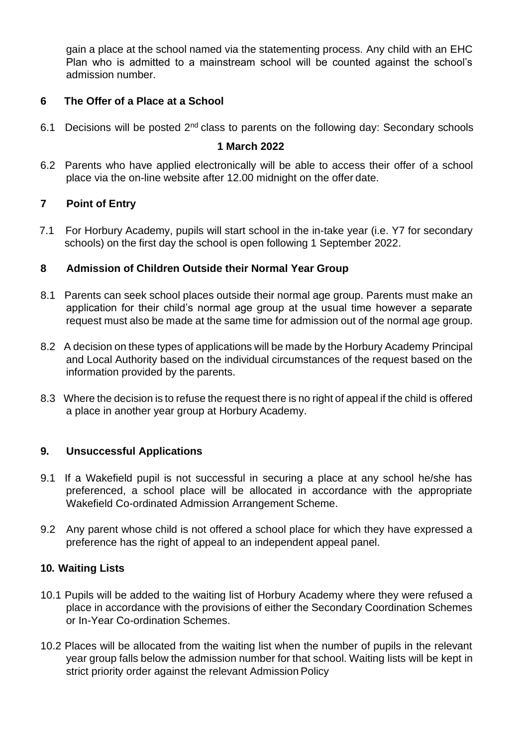gain a place at the school named via the statementing process. Any child with an EHC Plan who is admitted to a mainstream school will be counted against the school's admission number.

## 6 The Offer of a Place at a School

6.1 Decisions will be posted 2nd class to parents on the following day: Secondary schools

**1 March 2022**

6.2 Parents who have applied electronically will be able to access their offer of a school place via the on-line website after 12.00 midnight on the offer date.

## 7 Point of Entry

7.1 For Horbury Academy, pupils will start school in the in-take year (i.e. Y7 for secondary schools) on the first day the school is open following 1 September 2022.

## 8 Admission of Children Outside their Normal Year Group

8.1 Parents can seek school places outside their normal age group. Parents must make an application for their child's normal age group at the usual time however a separate request must also be made at the same time for admission out of the normal age group.

8.2 A decision on these types of applications will be made by the Horbury Academy Principal and Local Authority based on the individual circumstances of the request based on the information provided by the parents.

8.3 Where the decision is to refuse the request there is no right of appeal if the child is offered a place in another year group at Horbury Academy.

## 9. Unsuccessful Applications

9.1 If a Wakefield pupil is not successful in securing a place at any school he/she has preferenced, a school place will be allocated in accordance with the appropriate Wakefield Co-ordinated Admission Arrangement Scheme.

9.2 Any parent whose child is not offered a school place for which they have expressed a preference has the right of appeal to an independent appeal panel.

## 10. Waiting Lists

10.1 Pupils will be added to the waiting list of Horbury Academy where they were refused a place in accordance with the provisions of either the Secondary Coordination Schemes or In-Year Co-ordination Schemes.

10.2 Places will be allocated from the waiting list when the number of pupils in the relevant year group falls below the admission number for that school. Waiting lists will be kept in strict priority order against the relevant Admission Policy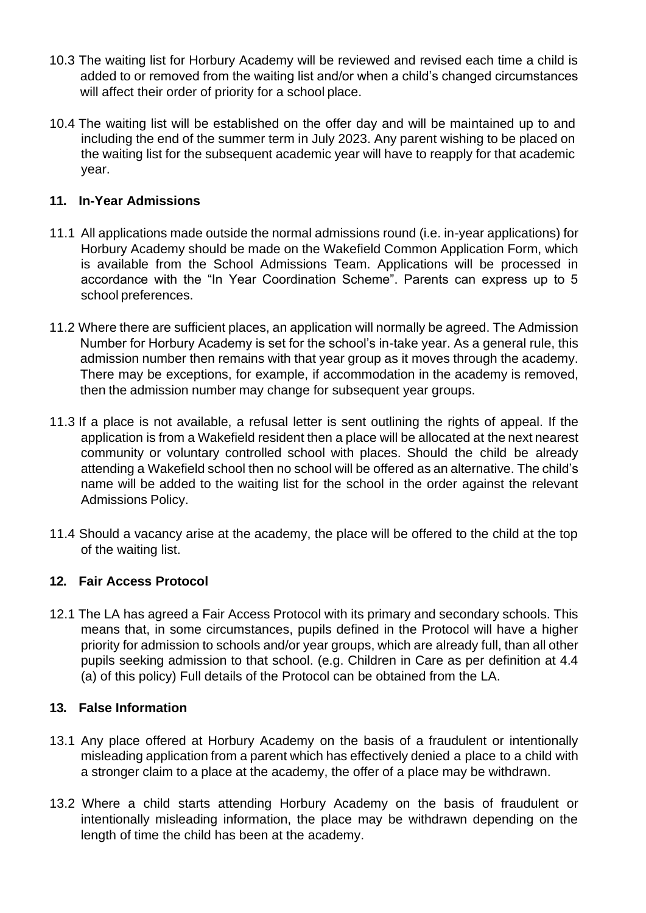10.3 The waiting list for Horbury Academy will be reviewed and revised each time a child is added to or removed from the waiting list and/or when a child's changed circumstances will affect their order of priority for a school place.

10.4 The waiting list will be established on the offer day and will be maintained up to and including the end of the summer term in July 2023. Any parent wishing to be placed on the waiting list for the subsequent academic year will have to reapply for that academic year.

## 11. In-Year Admissions

11.1 All applications made outside the normal admissions round (i.e. in-year applications) for Horbury Academy should be made on the Wakefield Common Application Form, which is available from the School Admissions Team. Applications will be processed in accordance with the "In Year Coordination Scheme". Parents can express up to 5 school preferences.

11.2 Where there are sufficient places, an application will normally be agreed. The Admission Number for Horbury Academy is set for the school's in-take year. As a general rule, this admission number then remains with that year group as it moves through the academy. There may be exceptions, for example, if accommodation in the academy is removed, then the admission number may change for subsequent year groups.

11.3 If a place is not available, a refusal letter is sent outlining the rights of appeal. If the application is from a Wakefield resident then a place will be allocated at the next nearest community or voluntary controlled school with places. Should the child be already attending a Wakefield school then no school will be offered as an alternative. The child's name will be added to the waiting list for the school in the order against the relevant Admissions Policy.

11.4 Should a vacancy arise at the academy, the place will be offered to the child at the top of the waiting list.

## 12. Fair Access Protocol

12.1 The LA has agreed a Fair Access Protocol with its primary and secondary schools. This means that, in some circumstances, pupils defined in the Protocol will have a higher priority for admission to schools and/or year groups, which are already full, than all other pupils seeking admission to that school. (e.g. Children in Care as per definition at 4.4 (a) of this policy) Full details of the Protocol can be obtained from the LA.

## 13. False Information

13.1 Any place offered at Horbury Academy on the basis of a fraudulent or intentionally misleading application from a parent which has effectively denied a place to a child with a stronger claim to a place at the academy, the offer of a place may be withdrawn.

13.2 Where a child starts attending Horbury Academy on the basis of fraudulent or intentionally misleading information, the place may be withdrawn depending on the length of time the child has been at the academy.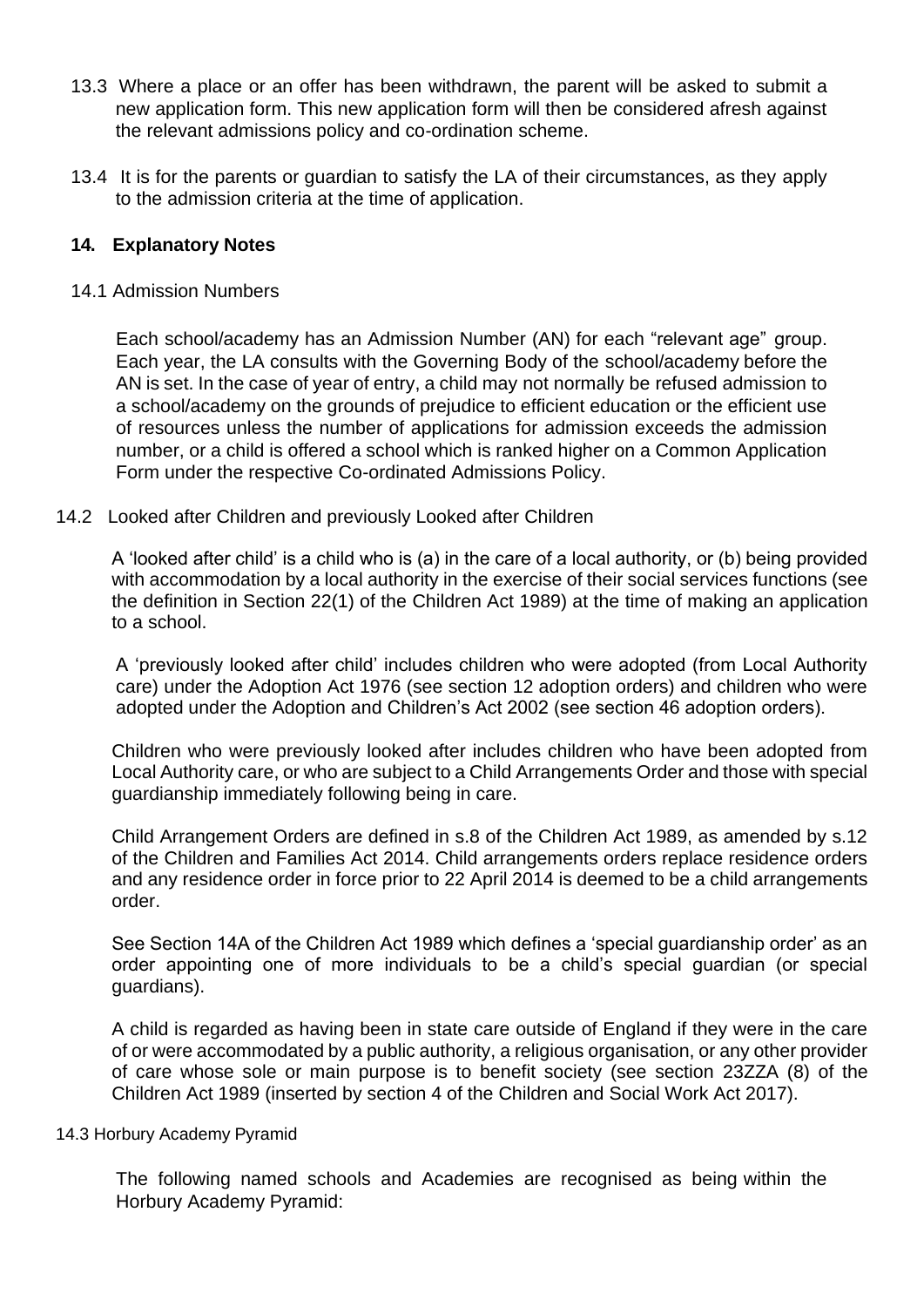13.3 Where a place or an offer has been withdrawn, the parent will be asked to submit a new application form. This new application form will then be considered afresh against the relevant admissions policy and co-ordination scheme.

13.4 It is for the parents or guardian to satisfy the LA of their circumstances, as they apply to the admission criteria at the time of application.

## 14. Explanatory Notes

14.1 Admission Numbers

Each school/academy has an Admission Number (AN) for each "relevant age" group. Each year, the LA consults with the Governing Body of the school/academy before the AN is set. In the case of year of entry, a child may not normally be refused admission to a school/academy on the grounds of prejudice to efficient education or the efficient use of resources unless the number of applications for admission exceeds the admission number, or a child is offered a school which is ranked higher on a Common Application Form under the respective Co-ordinated Admissions Policy.

14.2 Looked after Children and previously Looked after Children

A 'looked after child' is a child who is (a) in the care of a local authority, or (b) being provided with accommodation by a local authority in the exercise of their social services functions (see the definition in Section 22(1) of the Children Act 1989) at the time of making an application to a school.

A 'previously looked after child' includes children who were adopted (from Local Authority care) under the Adoption Act 1976 (see section 12 adoption orders) and children who were adopted under the Adoption and Children's Act 2002 (see section 46 adoption orders).

Children who were previously looked after includes children who have been adopted from Local Authority care, or who are subject to a Child Arrangements Order and those with special guardianship immediately following being in care.

Child Arrangement Orders are defined in s.8 of the Children Act 1989, as amended by s.12 of the Children and Families Act 2014. Child arrangements orders replace residence orders and any residence order in force prior to 22 April 2014 is deemed to be a child arrangements order.

See Section 14A of the Children Act 1989 which defines a 'special guardianship order' as an order appointing one of more individuals to be a child's special guardian (or special guardians).

A child is regarded as having been in state care outside of England if they were in the care of or were accommodated by a public authority, a religious organisation, or any other provider of care whose sole or main purpose is to benefit society (see section 23ZZA (8) of the Children Act 1989 (inserted by section 4 of the Children and Social Work Act 2017).

14.3 Horbury Academy Pyramid

The following named schools and Academies are recognised as being within the Horbury Academy Pyramid: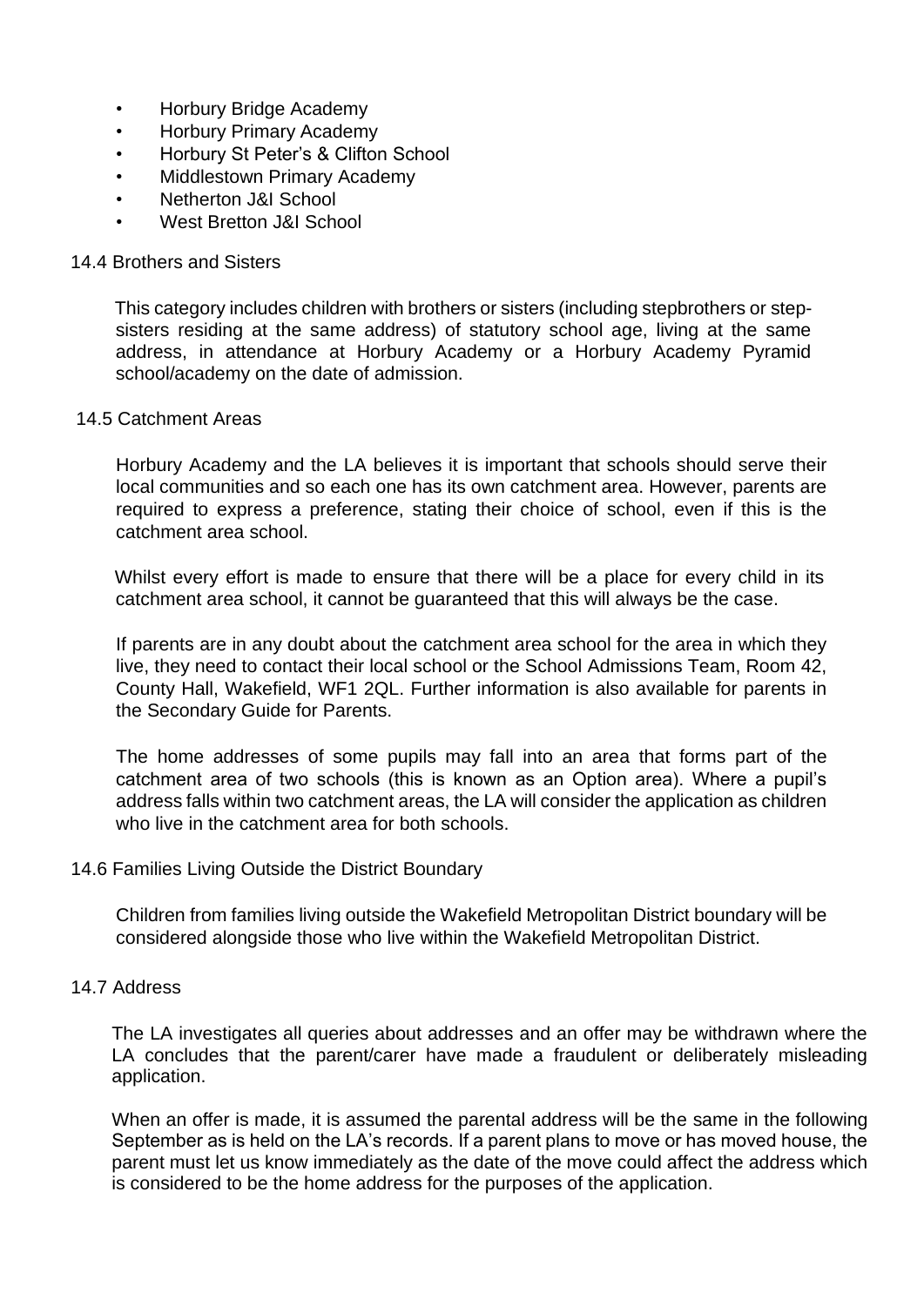- Horbury Bridge Academy
- Horbury Primary Academy
- Horbury St Peter's & Clifton School
- Middlestown Primary Academy
- Netherton J&I School
- West Bretton J&I School

### 14.4 Brothers and Sisters

This category includes children with brothers or sisters (including stepbrothers or step-sisters residing at the same address) of statutory school age, living at the same address, in attendance at Horbury Academy or a Horbury Academy Pyramid school/academy on the date of admission.

### 14.5 Catchment Areas

Horbury Academy and the LA believes it is important that schools should serve their local communities and so each one has its own catchment area. However, parents are required to express a preference, stating their choice of school, even if this is the catchment area school.

Whilst every effort is made to ensure that there will be a place for every child in its catchment area school, it cannot be guaranteed that this will always be the case.

If parents are in any doubt about the catchment area school for the area in which they live, they need to contact their local school or the School Admissions Team, Room 42, County Hall, Wakefield, WF1 2QL. Further information is also available for parents in the Secondary Guide for Parents.

The home addresses of some pupils may fall into an area that forms part of the catchment area of two schools (this is known as an Option area). Where a pupil's address falls within two catchment areas, the LA will consider the application as children who live in the catchment area for both schools.

### 14.6 Families Living Outside the District Boundary

Children from families living outside the Wakefield Metropolitan District boundary will be considered alongside those who live within the Wakefield Metropolitan District.

### 14.7 Address

The LA investigates all queries about addresses and an offer may be withdrawn where the LA concludes that the parent/carer have made a fraudulent or deliberately misleading application.

When an offer is made, it is assumed the parental address will be the same in the following September as is held on the LA's records. If a parent plans to move or has moved house, the parent must let us know immediately as the date of the move could affect the address which is considered to be the home address for the purposes of the application.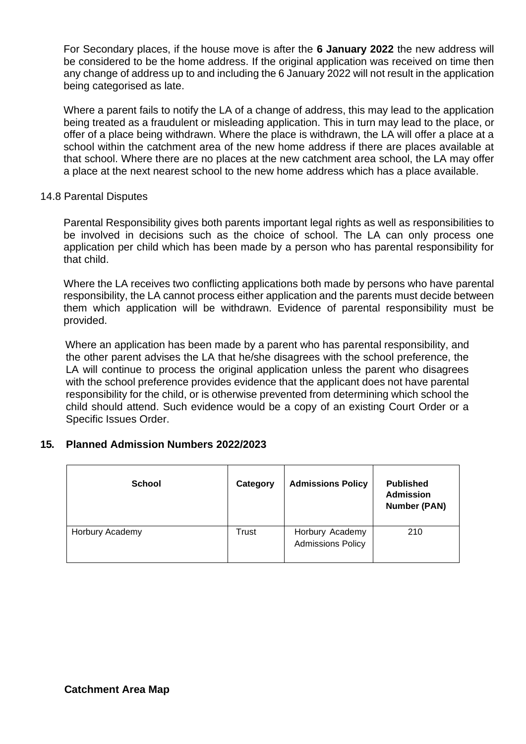For Secondary places, if the house move is after the **6 January 2022** the new address will be considered to be the home address. If the original application was received on time then any change of address up to and including the 6 January 2022 will not result in the application being categorised as late.

Where a parent fails to notify the LA of a change of address, this may lead to the application being treated as a fraudulent or misleading application. This in turn may lead to the place, or offer of a place being withdrawn. Where the place is withdrawn, the LA will offer a place at a school within the catchment area of the new home address if there are places available at that school. Where there are no places at the new catchment area school, the LA may offer a place at the next nearest school to the new home address which has a place available.

14.8 Parental Disputes

Parental Responsibility gives both parents important legal rights as well as responsibilities to be involved in decisions such as the choice of school. The LA can only process one application per child which has been made by a person who has parental responsibility for that child.

Where the LA receives two conflicting applications both made by persons who have parental responsibility, the LA cannot process either application and the parents must decide between them which application will be withdrawn. Evidence of parental responsibility must be provided.

Where an application has been made by a parent who has parental responsibility, and the other parent advises the LA that he/she disagrees with the school preference, the LA will continue to process the original application unless the parent who disagrees with the school preference provides evidence that the applicant does not have parental responsibility for the child, or is otherwise prevented from determining which school the child should attend. Such evidence would be a copy of an existing Court Order or a Specific Issues Order.

## 15. Planned Admission Numbers 2022/2023

| School | Category | Admissions Policy | Published Admission Number (PAN) |
|---|---|---|---|
| Horbury Academy | Trust | Horbury Academy Admissions Policy | 210 |

**Catchment Area Map**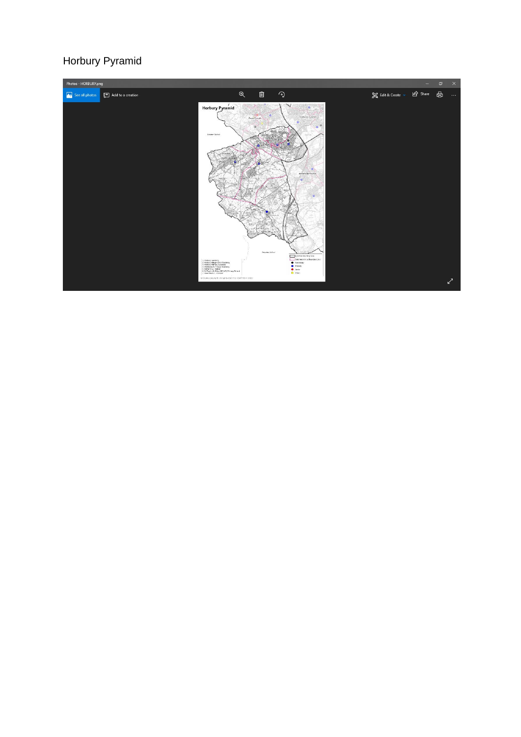Horbury Pyramid